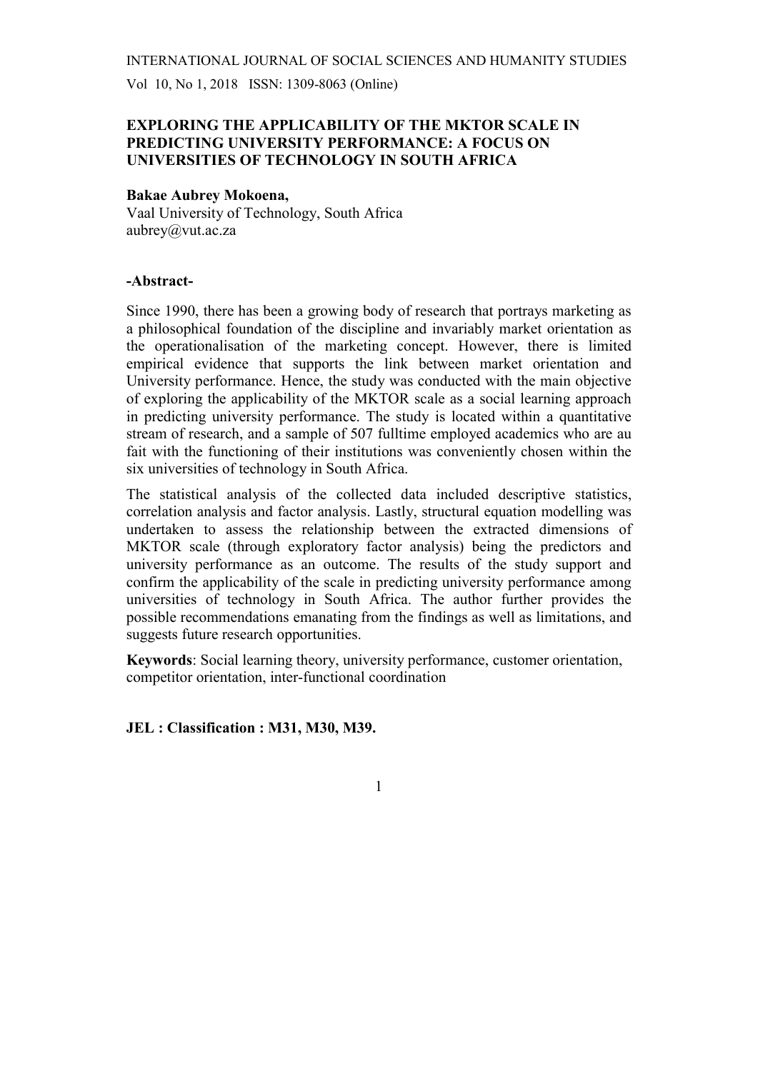# EXPLORING THE APPLICABILITY OF THE MKTOR SCALE IN PREDICTING UNIVERSITY PERFORMANCE: A FOCUS ON UNIVERSITIES OF TECHNOLOGY IN SOUTH AFRICA

**Bakae Aubrey Mokoena,**
Vaal University of Technology, South Africa
aubrey@vut.ac.za

### -Abstract-

Since 1990, there has been a growing body of research that portrays marketing as a philosophical foundation of the discipline and invariably market orientation as the operationalisation of the marketing concept. However, there is limited empirical evidence that supports the link between market orientation and University performance. Hence, the study was conducted with the main objective of exploring the applicability of the MKTOR scale as a social learning approach in predicting university performance. The study is located within a quantitative stream of research, and a sample of 507 fulltime employed academics who are au fait with the functioning of their institutions was conveniently chosen within the six universities of technology in South Africa.

The statistical analysis of the collected data included descriptive statistics, correlation analysis and factor analysis. Lastly, structural equation modelling was undertaken to assess the relationship between the extracted dimensions of MKTOR scale (through exploratory factor analysis) being the predictors and university performance as an outcome. The results of the study support and confirm the applicability of the scale in predicting university performance among universities of technology in South Africa. The author further provides the possible recommendations emanating from the findings as well as limitations, and suggests future research opportunities.

**Keywords**: Social learning theory, university performance, customer orientation, competitor orientation, inter-functional coordination

**JEL : Classification : M31, M30, M39.**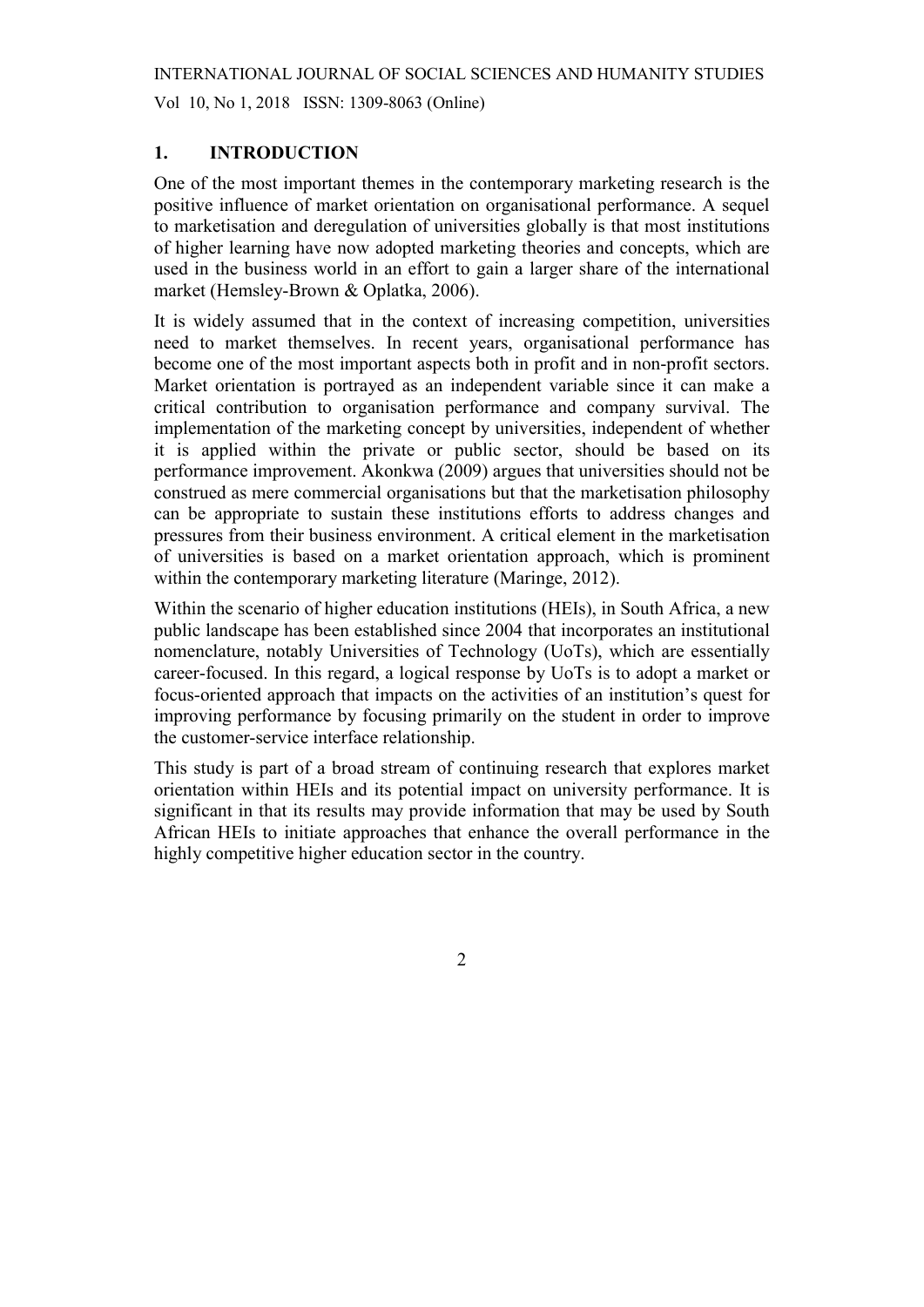## 1. INTRODUCTION

One of the most important themes in the contemporary marketing research is the positive influence of market orientation on organisational performance. A sequel to marketisation and deregulation of universities globally is that most institutions of higher learning have now adopted marketing theories and concepts, which are used in the business world in an effort to gain a larger share of the international market (Hemsley-Brown & Oplatka, 2006).

It is widely assumed that in the context of increasing competition, universities need to market themselves. In recent years, organisational performance has become one of the most important aspects both in profit and in non-profit sectors. Market orientation is portrayed as an independent variable since it can make a critical contribution to organisation performance and company survival. The implementation of the marketing concept by universities, independent of whether it is applied within the private or public sector, should be based on its performance improvement. Akonkwa (2009) argues that universities should not be construed as mere commercial organisations but that the marketisation philosophy can be appropriate to sustain these institutions efforts to address changes and pressures from their business environment. A critical element in the marketisation of universities is based on a market orientation approach, which is prominent within the contemporary marketing literature (Maringe, 2012).

Within the scenario of higher education institutions (HEIs), in South Africa, a new public landscape has been established since 2004 that incorporates an institutional nomenclature, notably Universities of Technology (UoTs), which are essentially career-focused. In this regard, a logical response by UoTs is to adopt a market or focus-oriented approach that impacts on the activities of an institution's quest for improving performance by focusing primarily on the student in order to improve the customer-service interface relationship.

This study is part of a broad stream of continuing research that explores market orientation within HEIs and its potential impact on university performance. It is significant in that its results may provide information that may be used by South African HEIs to initiate approaches that enhance the overall performance in the highly competitive higher education sector in the country.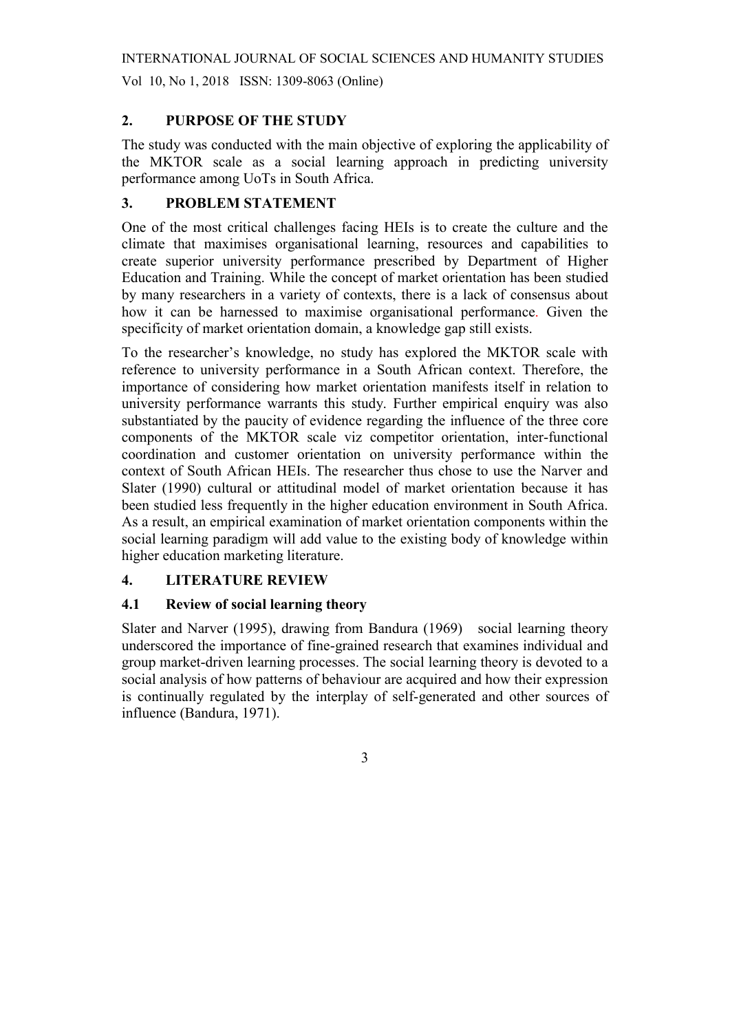## 2. PURPOSE OF THE STUDY

The study was conducted with the main objective of exploring the applicability of the MKTOR scale as a social learning approach in predicting university performance among UoTs in South Africa.

## 3. PROBLEM STATEMENT

One of the most critical challenges facing HEIs is to create the culture and the climate that maximises organisational learning, resources and capabilities to create superior university performance prescribed by Department of Higher Education and Training. While the concept of market orientation has been studied by many researchers in a variety of contexts, there is a lack of consensus about how it can be harnessed to maximise organisational performance. Given the specificity of market orientation domain, a knowledge gap still exists.

To the researcher's knowledge, no study has explored the MKTOR scale with reference to university performance in a South African context. Therefore, the importance of considering how market orientation manifests itself in relation to university performance warrants this study. Further empirical enquiry was also substantiated by the paucity of evidence regarding the influence of the three core components of the MKTOR scale viz competitor orientation, inter-functional coordination and customer orientation on university performance within the context of South African HEIs. The researcher thus chose to use the Narver and Slater (1990) cultural or attitudinal model of market orientation because it has been studied less frequently in the higher education environment in South Africa. As a result, an empirical examination of market orientation components within the social learning paradigm will add value to the existing body of knowledge within higher education marketing literature.

## 4. LITERATURE REVIEW

### 4.1 Review of social learning theory

Slater and Narver (1995), drawing from Bandura (1969) social learning theory underscored the importance of fine-grained research that examines individual and group market-driven learning processes. The social learning theory is devoted to a social analysis of how patterns of behaviour are acquired and how their expression is continually regulated by the interplay of self-generated and other sources of influence (Bandura, 1971).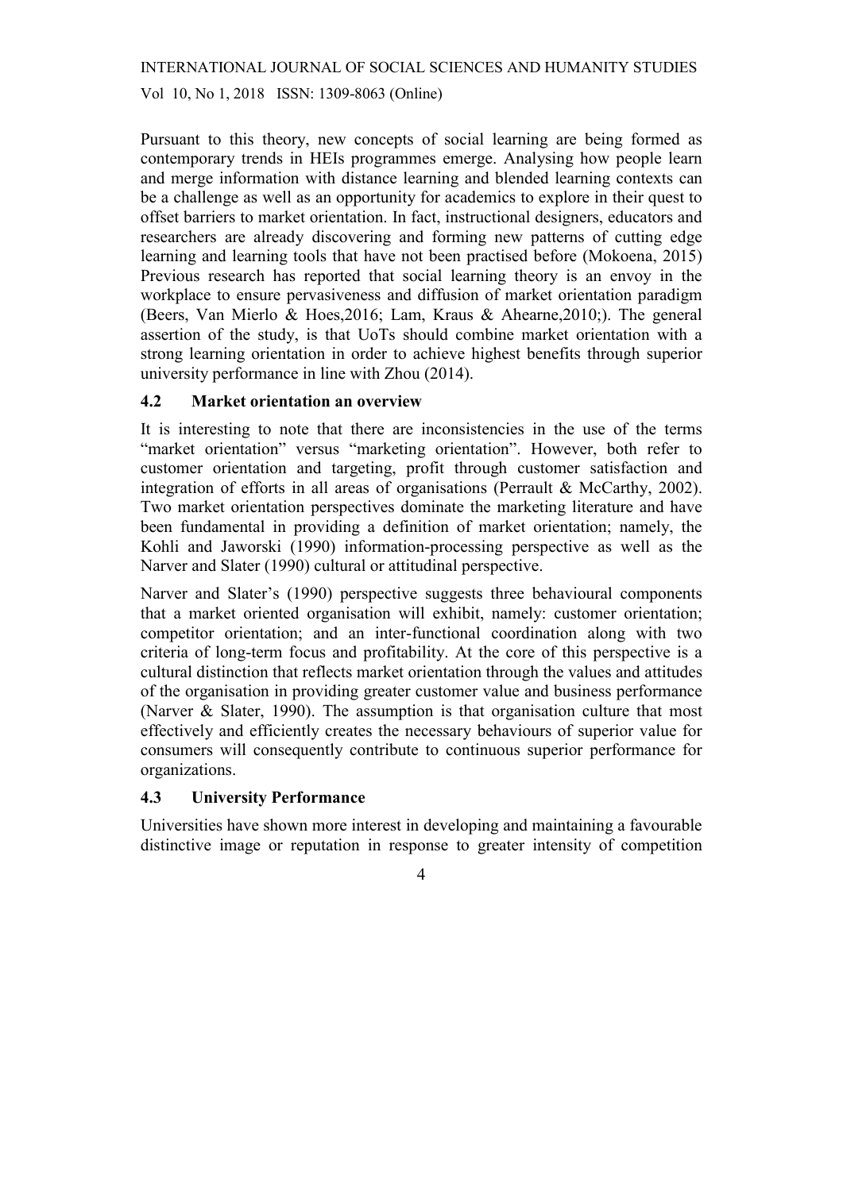Pursuant to this theory, new concepts of social learning are being formed as contemporary trends in HEIs programmes emerge. Analysing how people learn and merge information with distance learning and blended learning contexts can be a challenge as well as an opportunity for academics to explore in their quest to offset barriers to market orientation. In fact, instructional designers, educators and researchers are already discovering and forming new patterns of cutting edge learning and learning tools that have not been practised before (Mokoena, 2015) Previous research has reported that social learning theory is an envoy in the workplace to ensure pervasiveness and diffusion of market orientation paradigm (Beers, Van Mierlo & Hoes,2016; Lam, Kraus & Ahearne,2010;). The general assertion of the study, is that UoTs should combine market orientation with a strong learning orientation in order to achieve highest benefits through superior university performance in line with Zhou (2014).

### 4.2 Market orientation an overview

It is interesting to note that there are inconsistencies in the use of the terms "market orientation" versus "marketing orientation". However, both refer to customer orientation and targeting, profit through customer satisfaction and integration of efforts in all areas of organisations (Perrault & McCarthy, 2002). Two market orientation perspectives dominate the marketing literature and have been fundamental in providing a definition of market orientation; namely, the Kohli and Jaworski (1990) information-processing perspective as well as the Narver and Slater (1990) cultural or attitudinal perspective.

Narver and Slater's (1990) perspective suggests three behavioural components that a market oriented organisation will exhibit, namely: customer orientation; competitor orientation; and an inter-functional coordination along with two criteria of long-term focus and profitability. At the core of this perspective is a cultural distinction that reflects market orientation through the values and attitudes of the organisation in providing greater customer value and business performance (Narver & Slater, 1990). The assumption is that organisation culture that most effectively and efficiently creates the necessary behaviours of superior value for consumers will consequently contribute to continuous superior performance for organizations.

### 4.3 University Performance

Universities have shown more interest in developing and maintaining a favourable distinctive image or reputation in response to greater intensity of competition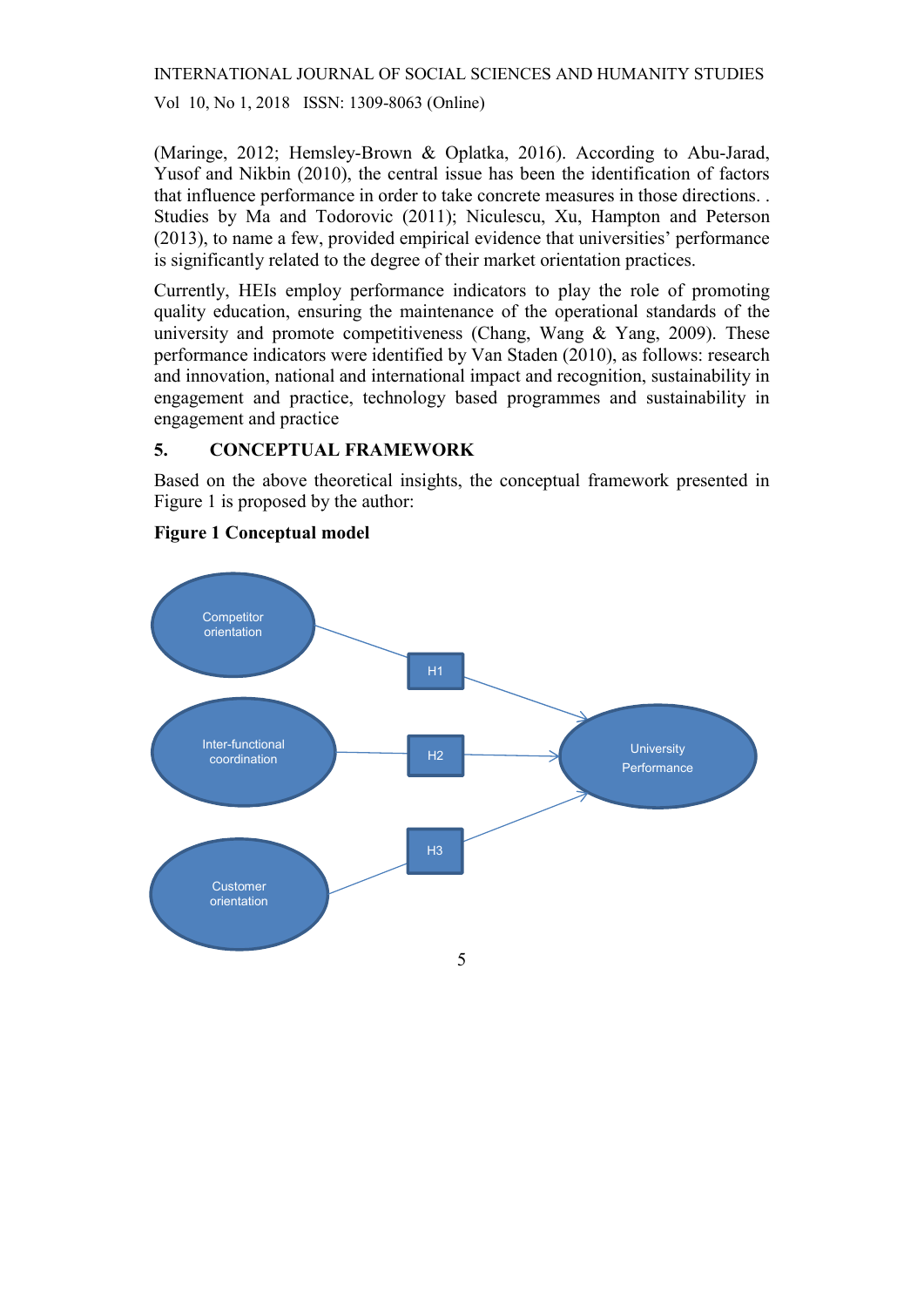(Maringe, 2012; Hemsley-Brown & Oplatka, 2016). According to Abu-Jarad, Yusof and Nikbin (2010), the central issue has been the identification of factors that influence performance in order to take concrete measures in those directions. . Studies by Ma and Todorovic (2011); Niculescu, Xu, Hampton and Peterson (2013), to name a few, provided empirical evidence that universities' performance is significantly related to the degree of their market orientation practices.

Currently, HEIs employ performance indicators to play the role of promoting quality education, ensuring the maintenance of the operational standards of the university and promote competitiveness (Chang, Wang & Yang, 2009). These performance indicators were identified by Van Staden (2010), as follows: research and innovation, national and international impact and recognition, sustainability in engagement and practice, technology based programmes and sustainability in engagement and practice

## 5. CONCEPTUAL FRAMEWORK

Based on the above theoretical insights, the conceptual framework presented in Figure 1 is proposed by the author:

**Figure 1 Conceptual model**

Competitor orientation → H1 → University Performance

Inter-functional coordination → H2 → University Performance

Customer orientation → H3 → University Performance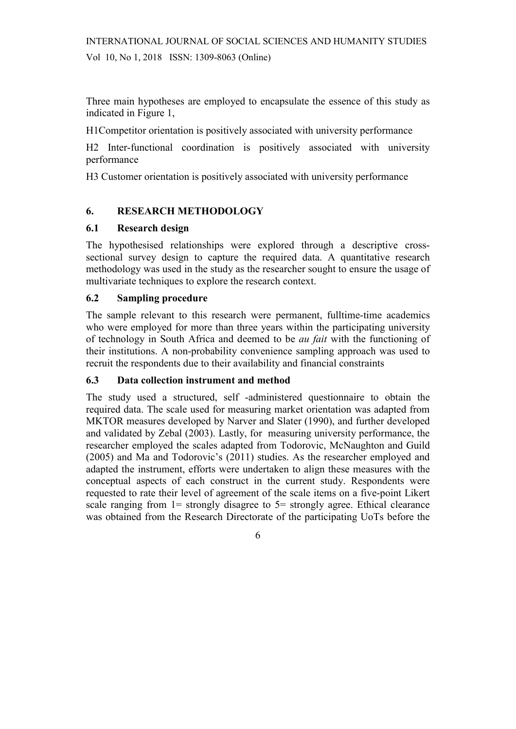Three main hypotheses are employed to encapsulate the essence of this study as indicated in Figure 1,

H1Competitor orientation is positively associated with university performance

H2 Inter-functional coordination is positively associated with university performance

H3 Customer orientation is positively associated with university performance

## 6. RESEARCH METHODOLOGY

### 6.1 Research design

The hypothesised relationships were explored through a descriptive cross-sectional survey design to capture the required data. A quantitative research methodology was used in the study as the researcher sought to ensure the usage of multivariate techniques to explore the research context.

### 6.2 Sampling procedure

The sample relevant to this research were permanent, fulltime-time academics who were employed for more than three years within the participating university of technology in South Africa and deemed to be *au fait* with the functioning of their institutions. A non-probability convenience sampling approach was used to recruit the respondents due to their availability and financial constraints

### 6.3 Data collection instrument and method

The study used a structured, self -administered questionnaire to obtain the required data. The scale used for measuring market orientation was adapted from MKTOR measures developed by Narver and Slater (1990), and further developed and validated by Zebal (2003). Lastly, for measuring university performance, the researcher employed the scales adapted from Todorovic, McNaughton and Guild (2005) and Ma and Todorovic's (2011) studies. As the researcher employed and adapted the instrument, efforts were undertaken to align these measures with the conceptual aspects of each construct in the current study. Respondents were requested to rate their level of agreement of the scale items on a five-point Likert scale ranging from 1= strongly disagree to 5= strongly agree. Ethical clearance was obtained from the Research Directorate of the participating UoTs before the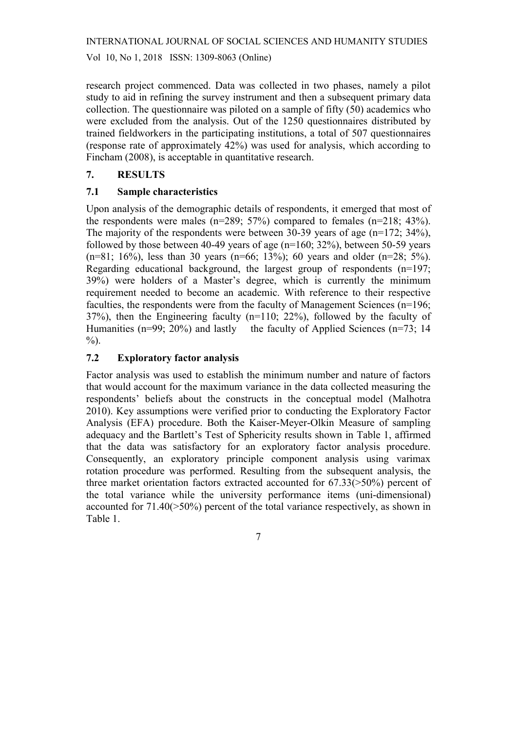research project commenced. Data was collected in two phases, namely a pilot study to aid in refining the survey instrument and then a subsequent primary data collection. The questionnaire was piloted on a sample of fifty (50) academics who were excluded from the analysis. Out of the 1250 questionnaires distributed by trained fieldworkers in the participating institutions, a total of 507 questionnaires (response rate of approximately 42%) was used for analysis, which according to Fincham (2008), is acceptable in quantitative research.

## 7. RESULTS

### 7.1 Sample characteristics

Upon analysis of the demographic details of respondents, it emerged that most of the respondents were males (n=289; 57%) compared to females (n=218; 43%). The majority of the respondents were between 30-39 years of age (n=172; 34%), followed by those between 40-49 years of age (n=160; 32%), between 50-59 years (n=81; 16%), less than 30 years (n=66; 13%); 60 years and older (n=28; 5%). Regarding educational background, the largest group of respondents (n=197; 39%) were holders of a Master's degree, which is currently the minimum requirement needed to become an academic. With reference to their respective faculties, the respondents were from the faculty of Management Sciences (n=196; 37%), then the Engineering faculty (n=110; 22%), followed by the faculty of Humanities (n=99; 20%) and lastly the faculty of Applied Sciences (n=73; 14 %).

### 7.2 Exploratory factor analysis

Factor analysis was used to establish the minimum number and nature of factors that would account for the maximum variance in the data collected measuring the respondents' beliefs about the constructs in the conceptual model (Malhotra 2010). Key assumptions were verified prior to conducting the Exploratory Factor Analysis (EFA) procedure. Both the Kaiser-Meyer-Olkin Measure of sampling adequacy and the Bartlett's Test of Sphericity results shown in Table 1, affirmed that the data was satisfactory for an exploratory factor analysis procedure. Consequently, an exploratory principle component analysis using varimax rotation procedure was performed. Resulting from the subsequent analysis, the three market orientation factors extracted accounted for 67.33(>50%) percent of the total variance while the university performance items (uni-dimensional) accounted for 71.40(>50%) percent of the total variance respectively, as shown in Table 1.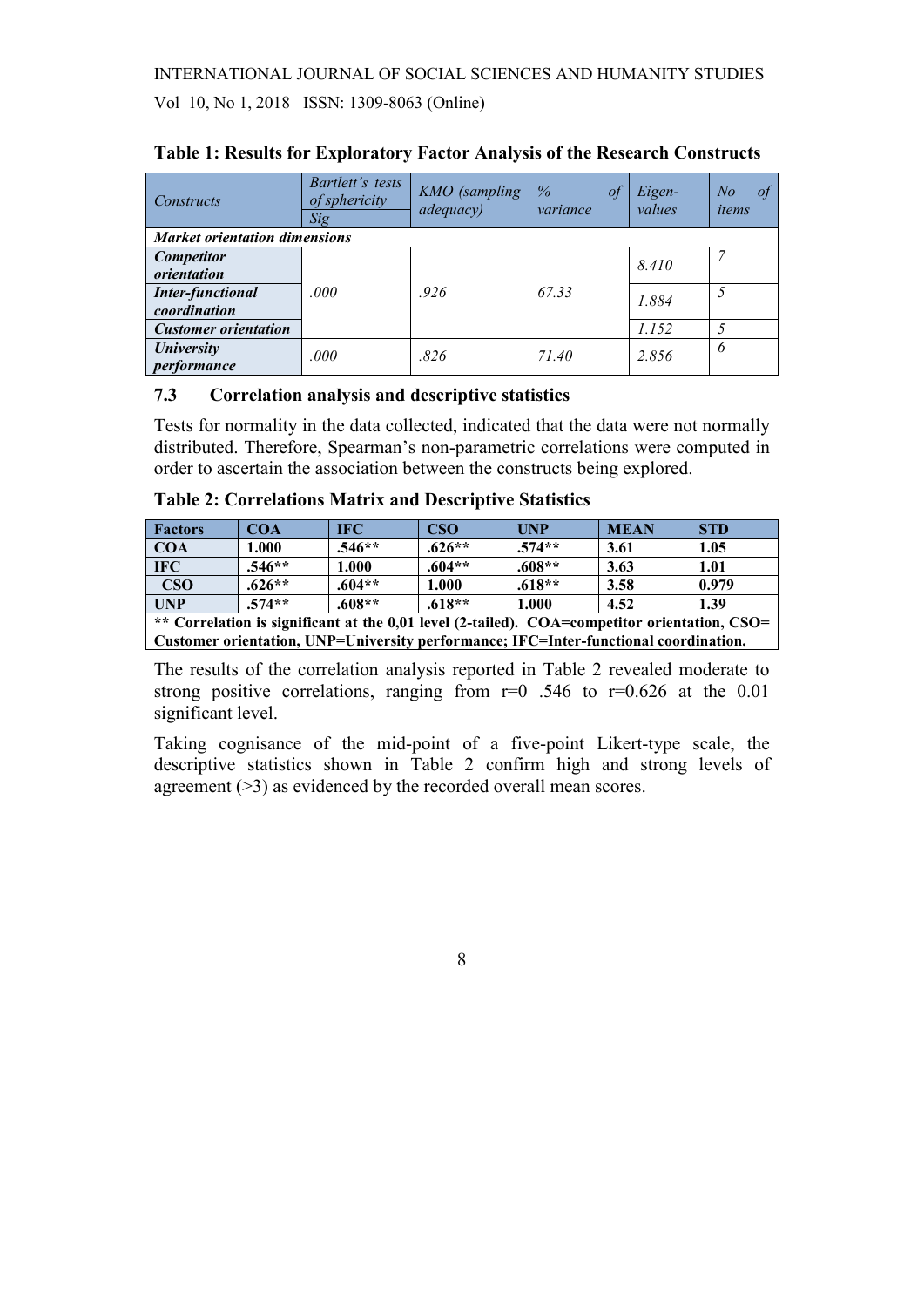**Table 1: Results for Exploratory Factor Analysis of the Research Constructs**

| *Constructs* | *Bartlett's tests of sphericity Sig* | *KMO (sampling adequacy)* | *% of variance* | *Eigen-values* | *No of items* |
|---|---|---|---|---|---|
| ***Market orientation dimensions*** | | | | | |
| ***Competitor orientation*** | *.000* | *.926* | *67.33* | *8.410* | *7* |
| ***Inter-functional coordination*** | | | | *1.884* | *5* |
| ***Customer orientation*** | | | | *1.152* | *5* |
| ***University performance*** | *.000* | *.826* | *71.40* | *2.856* | *6* |

### 7.3 Correlation analysis and descriptive statistics

Tests for normality in the data collected, indicated that the data were not normally distributed. Therefore, Spearman's non-parametric correlations were computed in order to ascertain the association between the constructs being explored.

**Table 2: Correlations Matrix and Descriptive Statistics**

| **Factors** | **COA** | **IFC** | **CSO** | **UNP** | **MEAN** | **STD** |
|---|---|---|---|---|---|---|
| **COA** | **1.000** | **.546\*\*** | **.626\*\*** | **.574\*\*** | **3.61** | **1.05** |
| **IFC** | **.546\*\*** | **1.000** | **.604\*\*** | **.608\*\*** | **3.63** | **1.01** |
| **CSO** | **.626\*\*** | **.604\*\*** | **1.000** | **.618\*\*** | **3.58** | **0.979** |
| **UNP** | **.574\*\*** | **.608\*\*** | **.618\*\*** | **1.000** | **4.52** | **1.39** |

**\*\* Correlation is significant at the 0,01 level (2-tailed). COA=competitor orientation, CSO= Customer orientation, UNP=University performance; IFC=Inter-functional coordination.**

The results of the correlation analysis reported in Table 2 revealed moderate to strong positive correlations, ranging from r=0 .546 to r=0.626 at the 0.01 significant level.

Taking cognisance of the mid-point of a five-point Likert-type scale, the descriptive statistics shown in Table 2 confirm high and strong levels of agreement (>3) as evidenced by the recorded overall mean scores.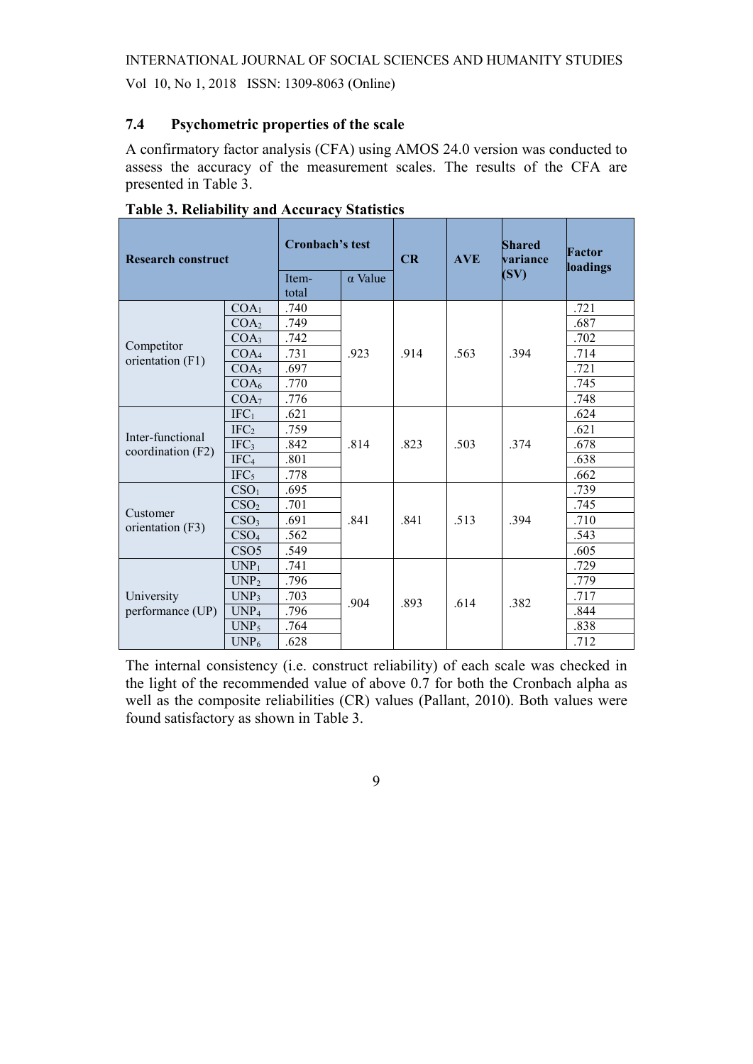### 7.4 Psychometric properties of the scale

A confirmatory factor analysis (CFA) using AMOS 24.0 version was conducted to assess the accuracy of the measurement scales. The results of the CFA are presented in Table 3.

**Table 3. Reliability and Accuracy Statistics**

| Research construct | | Cronbach's test | | CR | AVE | Shared variance (SV) | Factor loadings |
|---|---|---|---|---|---|---|---|
| | | Item-total | α Value | | | | |
| Competitor orientation (F1) | $COA_1$ | .740 | .923 | .914 | .563 | .394 | .721 |
| | $COA_2$ | .749 | | | | | .687 |
| | $COA_3$ | .742 | | | | | .702 |
| | $COA_4$ | .731 | | | | | .714 |
| | $COA_5$ | .697 | | | | | .721 |
| | $COA_6$ | .770 | | | | | .745 |
| | $COA_7$ | .776 | | | | | .748 |
| Inter-functional coordination (F2) | $IFC_1$ | .621 | .814 | .823 | .503 | .374 | .624 |
| | $IFC_2$ | .759 | | | | | .621 |
| | $IFC_3$ | .842 | | | | | .678 |
| | $IFC_4$ | .801 | | | | | .638 |
| | $IFC_5$ | .778 | | | | | .662 |
| Customer orientation (F3) | $CSO_1$ | .695 | .841 | .841 | .513 | .394 | .739 |
| | $CSO_2$ | .701 | | | | | .745 |
| | $CSO_3$ | .691 | | | | | .710 |
| | $CSO_4$ | .562 | | | | | .543 |
| | CSO5 | .549 | | | | | .605 |
| University performance (UP) | $UNP_1$ | .741 | .904 | .893 | .614 | .382 | .729 |
| | $UNP_2$ | .796 | | | | | .779 |
| | $UNP_3$ | .703 | | | | | .717 |
| | $UNP_4$ | .796 | | | | | .844 |
| | $UNP_5$ | .764 | | | | | .838 |
| | $UNP_6$ | .628 | | | | | .712 |

The internal consistency (i.e. construct reliability) of each scale was checked in the light of the recommended value of above 0.7 for both the Cronbach alpha as well as the composite reliabilities (CR) values (Pallant, 2010). Both values were found satisfactory as shown in Table 3.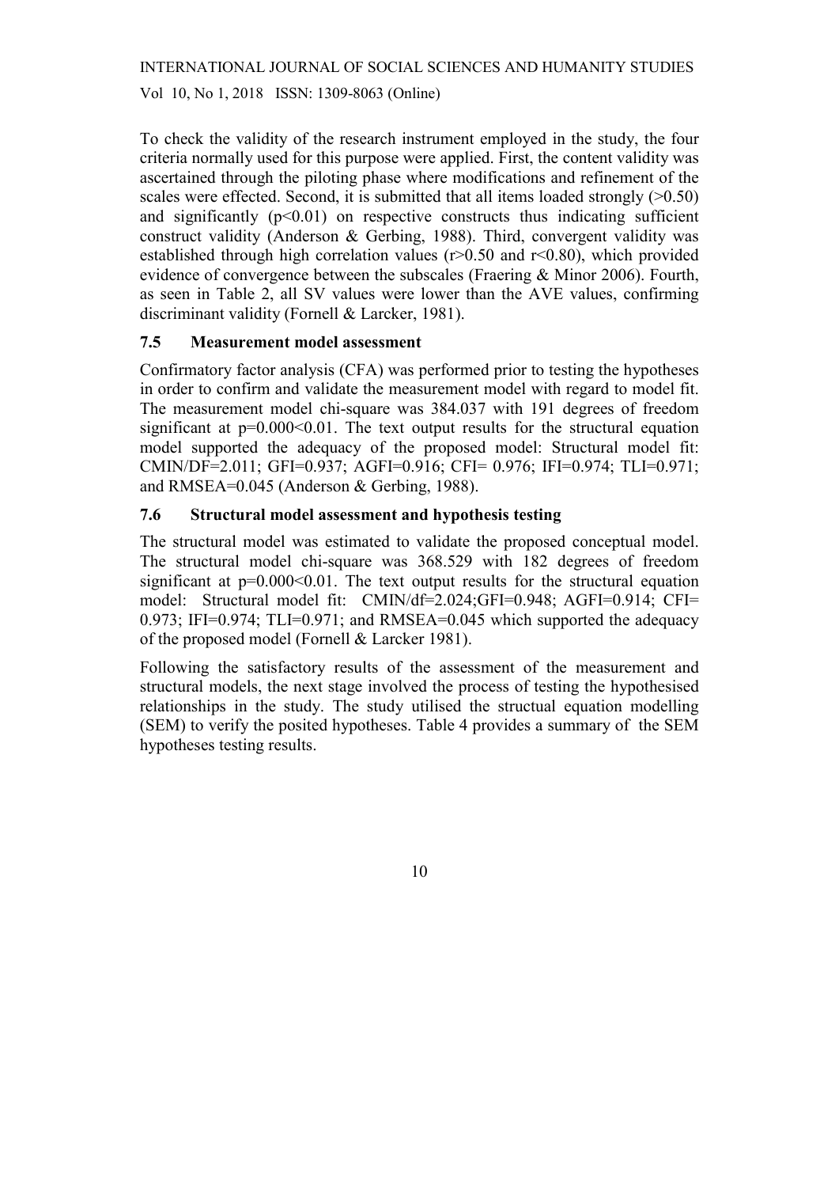To check the validity of the research instrument employed in the study, the four criteria normally used for this purpose were applied. First, the content validity was ascertained through the piloting phase where modifications and refinement of the scales were effected. Second, it is submitted that all items loaded strongly ($>0.50$) and significantly ($p<0.01$) on respective constructs thus indicating sufficient construct validity (Anderson & Gerbing, 1988). Third, convergent validity was established through high correlation values ($r>0.50$ and $r<0.80$), which provided evidence of convergence between the subscales (Fraering & Minor 2006). Fourth, as seen in Table 2, all SV values were lower than the AVE values, confirming discriminant validity (Fornell & Larcker, 1981).

### 7.5 Measurement model assessment

Confirmatory factor analysis (CFA) was performed prior to testing the hypotheses in order to confirm and validate the measurement model with regard to model fit. The measurement model chi-square was 384.037 with 191 degrees of freedom significant at $p=0.000<0.01$. The text output results for the structural equation model supported the adequacy of the proposed model: Structural model fit: CMIN/DF=2.011; GFI=0.937; AGFI=0.916; CFI= 0.976; IFI=0.974; TLI=0.971; and RMSEA=0.045 (Anderson & Gerbing, 1988).

### 7.6 Structural model assessment and hypothesis testing

The structural model was estimated to validate the proposed conceptual model. The structural model chi-square was 368.529 with 182 degrees of freedom significant at $p=0.000<0.01$. The text output results for the structural equation model: Structural model fit: CMIN/df=2.024;GFI=0.948; AGFI=0.914; CFI= 0.973; IFI=0.974; TLI=0.971; and RMSEA=0.045 which supported the adequacy of the proposed model (Fornell & Larcker 1981).

Following the satisfactory results of the assessment of the measurement and structural models, the next stage involved the process of testing the hypothesised relationships in the study. The study utilised the structual equation modelling (SEM) to verify the posited hypotheses. Table 4 provides a summary of the SEM hypotheses testing results.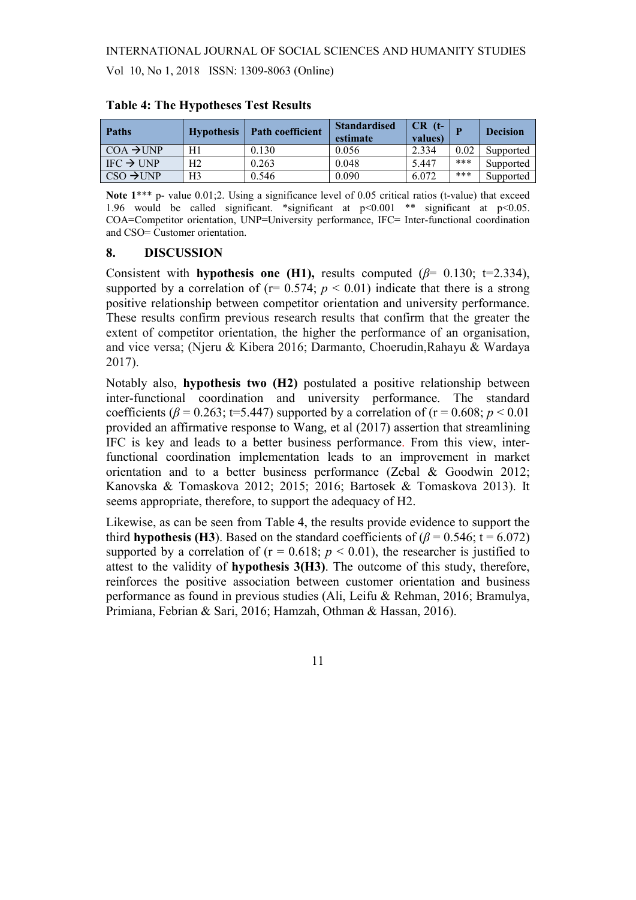**Table 4: The Hypotheses Test Results**

| Paths | Hypothesis | Path coefficient | Standardised estimate | CR (t-values) | P | Decision |
|---|---|---|---|---|---|---|
| COA →UNP | H1 | 0.130 | 0.056 | 2.334 | 0.02 | Supported |
| IFC → UNP | H2 | 0.263 | 0.048 | 5.447 | *** | Supported |
| CSO →UNP | H3 | 0.546 | 0.090 | 6.072 | *** | Supported |

**Note 1***** p- value 0.01;2. Using a significance level of 0.05 critical ratios (t-value) that exceed 1.96 would be called significant. *significant at $p<0.001$ ** significant at $p<0.05$. COA=Competitor orientation, UNP=University performance, IFC= Inter-functional coordination and CSO= Customer orientation.

## 8. DISCUSSION

Consistent with **hypothesis one (H1),** results computed ($\beta$= 0.130; t=2.334), supported by a correlation of (r= 0.574; $p < 0.01$) indicate that there is a strong positive relationship between competitor orientation and university performance. These results confirm previous research results that confirm that the greater the extent of competitor orientation, the higher the performance of an organisation, and vice versa; (Njeru & Kibera 2016; Darmanto, Choerudin,Rahayu & Wardaya 2017).

Notably also, **hypothesis two (H2)** postulated a positive relationship between inter-functional coordination and university performance. The standard coefficients ($\beta$ = 0.263; t=5.447) supported by a correlation of (r = 0.608; $p < 0.01$ provided an affirmative response to Wang, et al (2017) assertion that streamlining IFC is key and leads to a better business performance. From this view, inter-functional coordination implementation leads to an improvement in market orientation and to a better business performance (Zebal & Goodwin 2012; Kanovska & Tomaskova 2012; 2015; 2016; Bartosek & Tomaskova 2013). It seems appropriate, therefore, to support the adequacy of H2.

Likewise, as can be seen from Table 4, the results provide evidence to support the third **hypothesis (H3**). Based on the standard coefficients of ($\beta$ = 0.546; t = 6.072) supported by a correlation of (r = 0.618; $p < 0.01$), the researcher is justified to attest to the validity of **hypothesis 3(H3)**. The outcome of this study, therefore, reinforces the positive association between customer orientation and business performance as found in previous studies (Ali, Leifu & Rehman, 2016; Bramulya, Primiana, Febrian & Sari, 2016; Hamzah, Othman & Hassan, 2016).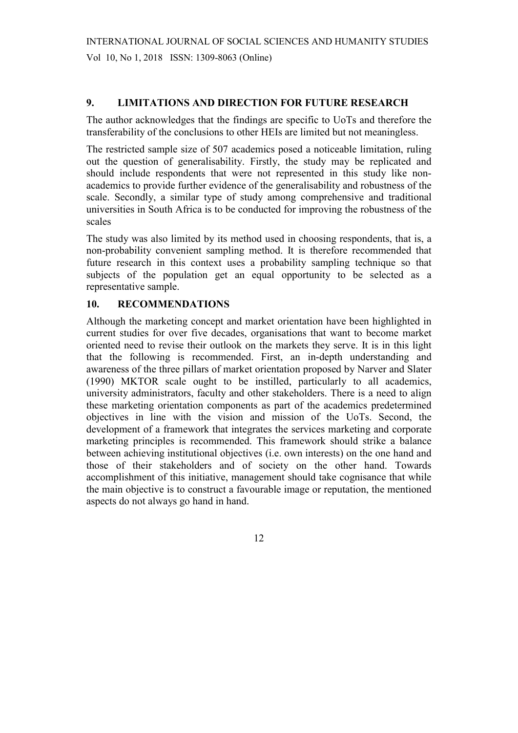## 9. LIMITATIONS AND DIRECTION FOR FUTURE RESEARCH

The author acknowledges that the findings are specific to UoTs and therefore the transferability of the conclusions to other HEIs are limited but not meaningless.

The restricted sample size of 507 academics posed a noticeable limitation, ruling out the question of generalisability. Firstly, the study may be replicated and should include respondents that were not represented in this study like non-academics to provide further evidence of the generalisability and robustness of the scale. Secondly, a similar type of study among comprehensive and traditional universities in South Africa is to be conducted for improving the robustness of the scales

The study was also limited by its method used in choosing respondents, that is, a non-probability convenient sampling method. It is therefore recommended that future research in this context uses a probability sampling technique so that subjects of the population get an equal opportunity to be selected as a representative sample.

## 10. RECOMMENDATIONS

Although the marketing concept and market orientation have been highlighted in current studies for over five decades, organisations that want to become market oriented need to revise their outlook on the markets they serve. It is in this light that the following is recommended. First, an in-depth understanding and awareness of the three pillars of market orientation proposed by Narver and Slater (1990) MKTOR scale ought to be instilled, particularly to all academics, university administrators, faculty and other stakeholders. There is a need to align these marketing orientation components as part of the academics predetermined objectives in line with the vision and mission of the UoTs. Second, the development of a framework that integrates the services marketing and corporate marketing principles is recommended. This framework should strike a balance between achieving institutional objectives (i.e. own interests) on the one hand and those of their stakeholders and of society on the other hand. Towards accomplishment of this initiative, management should take cognisance that while the main objective is to construct a favourable image or reputation, the mentioned aspects do not always go hand in hand.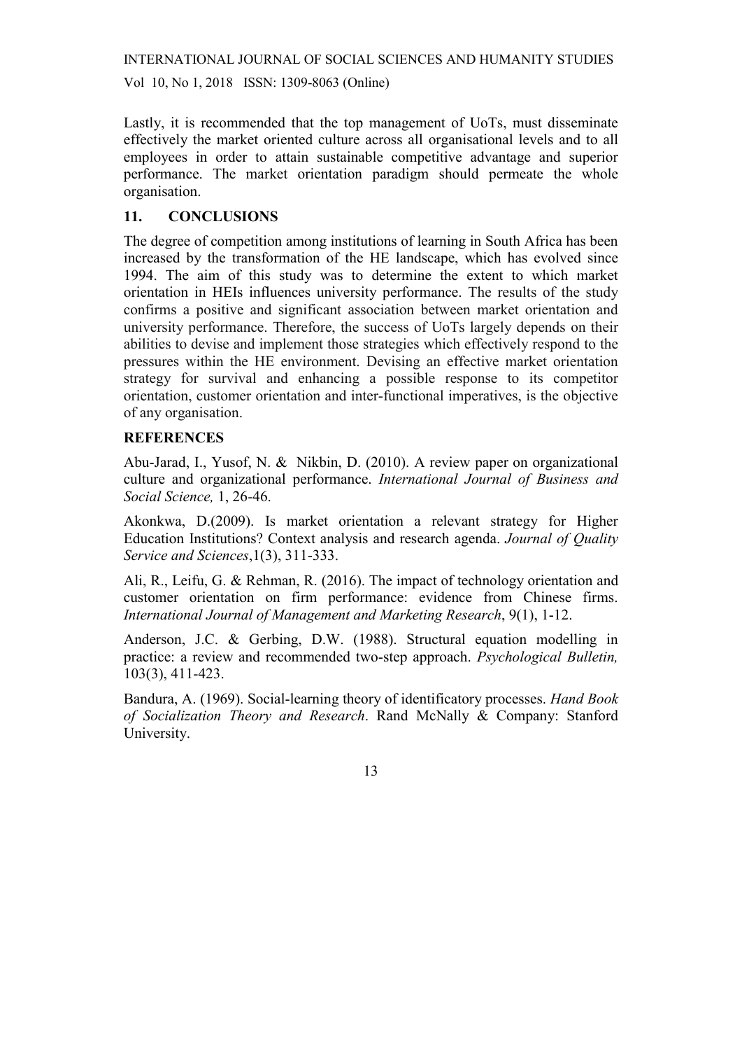Lastly, it is recommended that the top management of UoTs, must disseminate effectively the market oriented culture across all organisational levels and to all employees in order to attain sustainable competitive advantage and superior performance. The market orientation paradigm should permeate the whole organisation.

## 11. CONCLUSIONS

The degree of competition among institutions of learning in South Africa has been increased by the transformation of the HE landscape, which has evolved since 1994. The aim of this study was to determine the extent to which market orientation in HEIs influences university performance. The results of the study confirms a positive and significant association between market orientation and university performance. Therefore, the success of UoTs largely depends on their abilities to devise and implement those strategies which effectively respond to the pressures within the HE environment. Devising an effective market orientation strategy for survival and enhancing a possible response to its competitor orientation, customer orientation and inter-functional imperatives, is the objective of any organisation.

## REFERENCES

Abu-Jarad, I., Yusof, N. & Nikbin, D. (2010). A review paper on organizational culture and organizational performance. *International Journal of Business and Social Science,* 1, 26-46.

Akonkwa, D.(2009). Is market orientation a relevant strategy for Higher Education Institutions? Context analysis and research agenda. *Journal of Quality Service and Sciences*,1(3), 311-333.

Ali, R., Leifu, G. & Rehman, R. (2016). The impact of technology orientation and customer orientation on firm performance: evidence from Chinese firms. *International Journal of Management and Marketing Research*, 9(1), 1-12.

Anderson, J.C. & Gerbing, D.W. (1988). Structural equation modelling in practice: a review and recommended two-step approach. *Psychological Bulletin,* 103(3), 411-423.

Bandura, A. (1969). Social-learning theory of identificatory processes. *Hand Book of Socialization Theory and Research*. Rand McNally & Company: Stanford University.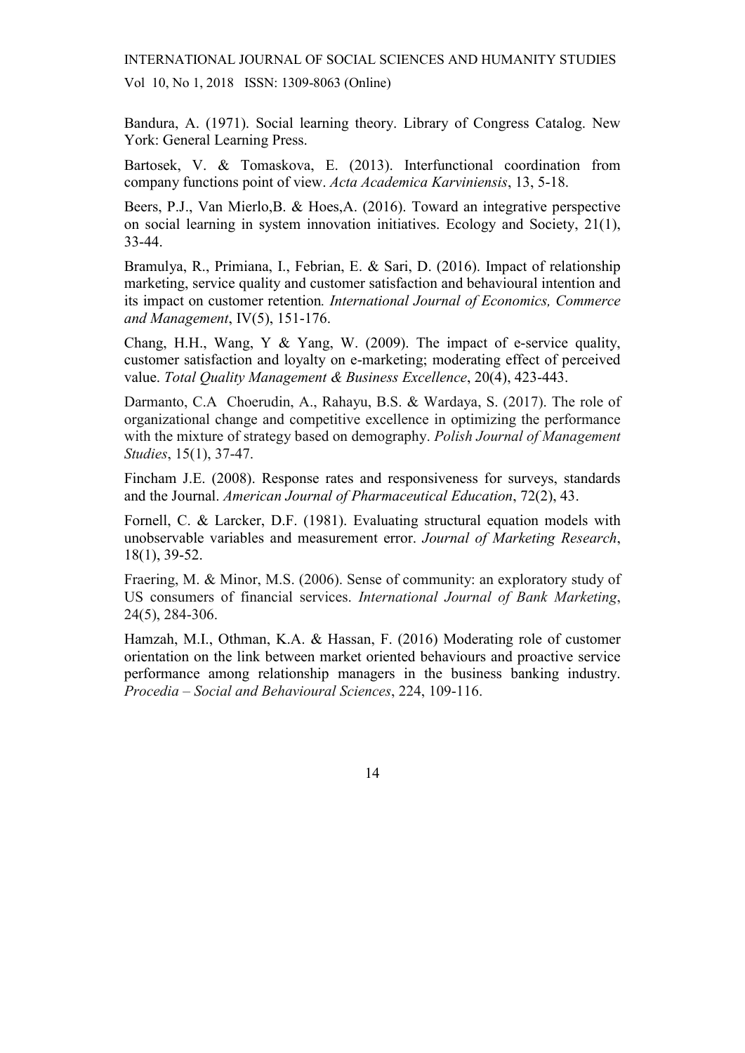Bandura, A. (1971). Social learning theory. Library of Congress Catalog. New York: General Learning Press.

Bartosek, V. & Tomaskova, E. (2013). Interfunctional coordination from company functions point of view. *Acta Academica Karviniensis*, 13, 5-18.

Beers, P.J., Van Mierlo,B. & Hoes,A. (2016). Toward an integrative perspective on social learning in system innovation initiatives. Ecology and Society, 21(1), 33-44.

Bramulya, R., Primiana, I., Febrian, E. & Sari, D. (2016). Impact of relationship marketing, service quality and customer satisfaction and behavioural intention and its impact on customer retention*. International Journal of Economics, Commerce and Management*, IV(5), 151-176.

Chang, H.H., Wang, Y & Yang, W. (2009). The impact of e-service quality, customer satisfaction and loyalty on e-marketing; moderating effect of perceived value. *Total Quality Management & Business Excellence*, 20(4), 423-443.

Darmanto, C.A Choerudin, A., Rahayu, B.S. & Wardaya, S. (2017). The role of organizational change and competitive excellence in optimizing the performance with the mixture of strategy based on demography. *Polish Journal of Management Studies*, 15(1), 37-47.

Fincham J.E. (2008). Response rates and responsiveness for surveys, standards and the Journal. *American Journal of Pharmaceutical Education*, 72(2), 43.

Fornell, C. & Larcker, D.F. (1981). Evaluating structural equation models with unobservable variables and measurement error. *Journal of Marketing Research*, 18(1), 39-52.

Fraering, M. & Minor, M.S. (2006). Sense of community: an exploratory study of US consumers of financial services. *International Journal of Bank Marketing*, 24(5), 284-306.

Hamzah, M.I., Othman, K.A. & Hassan, F. (2016) Moderating role of customer orientation on the link between market oriented behaviours and proactive service performance among relationship managers in the business banking industry. *Procedia – Social and Behavioural Sciences*, 224, 109-116.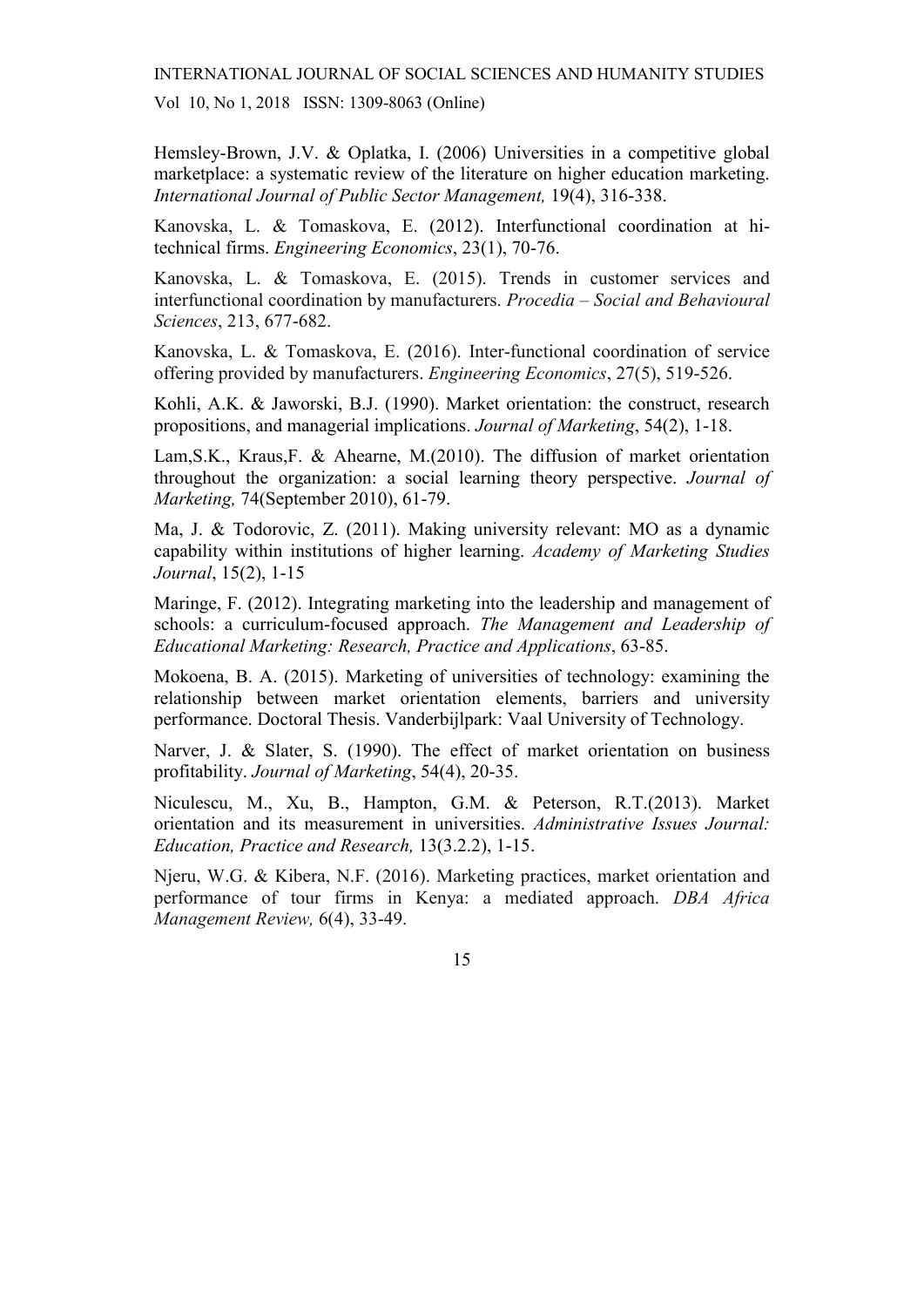Hemsley-Brown, J.V. & Oplatka, I. (2006) Universities in a competitive global marketplace: a systematic review of the literature on higher education marketing. *International Journal of Public Sector Management,* 19(4), 316-338.

Kanovska, L. & Tomaskova, E. (2012). Interfunctional coordination at hi-technical firms. *Engineering Economics*, 23(1), 70-76.

Kanovska, L. & Tomaskova, E. (2015). Trends in customer services and interfunctional coordination by manufacturers. *Procedia – Social and Behavioural Sciences*, 213, 677-682.

Kanovska, L. & Tomaskova, E. (2016). Inter-functional coordination of service offering provided by manufacturers. *Engineering Economics*, 27(5), 519-526.

Kohli, A.K. & Jaworski, B.J. (1990). Market orientation: the construct, research propositions, and managerial implications. *Journal of Marketing*, 54(2), 1-18.

Lam,S.K., Kraus,F. & Ahearne, M.(2010). The diffusion of market orientation throughout the organization: a social learning theory perspective. *Journal of Marketing,* 74(September 2010), 61-79.

Ma, J. & Todorovic, Z. (2011). Making university relevant: MO as a dynamic capability within institutions of higher learning. *Academy of Marketing Studies Journal*, 15(2), 1-15

Maringe, F. (2012). Integrating marketing into the leadership and management of schools: a curriculum-focused approach. *The Management and Leadership of Educational Marketing: Research, Practice and Applications*, 63-85.

Mokoena, B. A. (2015). Marketing of universities of technology: examining the relationship between market orientation elements, barriers and university performance. Doctoral Thesis. Vanderbijlpark: Vaal University of Technology.

Narver, J. & Slater, S. (1990). The effect of market orientation on business profitability. *Journal of Marketing*, 54(4), 20-35.

Niculescu, M., Xu, B., Hampton, G.M. & Peterson, R.T.(2013). Market orientation and its measurement in universities. *Administrative Issues Journal: Education, Practice and Research,* 13(3.2.2), 1-15.

Njeru, W.G. & Kibera, N.F. (2016). Marketing practices, market orientation and performance of tour firms in Kenya: a mediated approach. *DBA Africa Management Review,* 6(4), 33-49.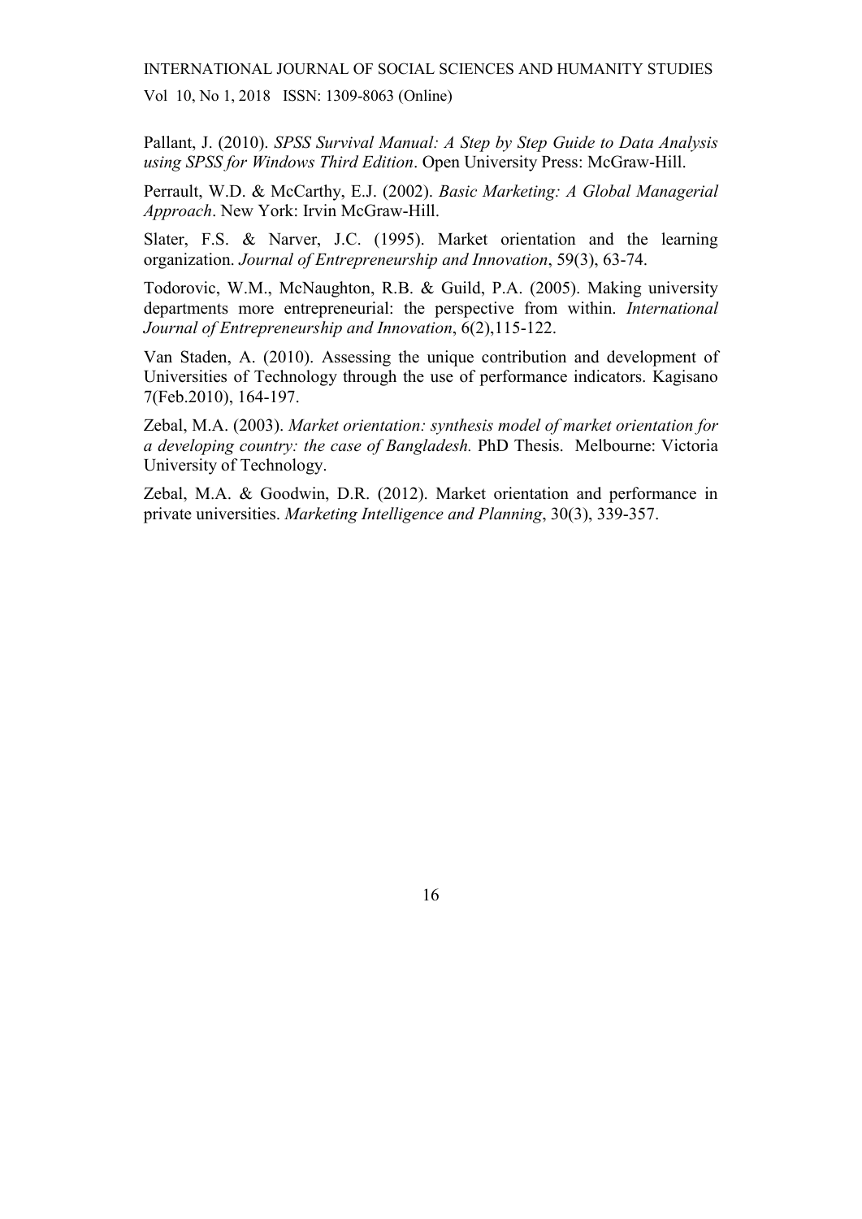Pallant, J. (2010). *SPSS Survival Manual: A Step by Step Guide to Data Analysis using SPSS for Windows Third Edition*. Open University Press: McGraw-Hill.

Perrault, W.D. & McCarthy, E.J. (2002). *Basic Marketing: A Global Managerial Approach*. New York: Irvin McGraw-Hill.

Slater, F.S. & Narver, J.C. (1995). Market orientation and the learning organization. *Journal of Entrepreneurship and Innovation*, 59(3), 63-74.

Todorovic, W.M., McNaughton, R.B. & Guild, P.A. (2005). Making university departments more entrepreneurial: the perspective from within. *International Journal of Entrepreneurship and Innovation*, 6(2),115-122.

Van Staden, A. (2010). Assessing the unique contribution and development of Universities of Technology through the use of performance indicators. Kagisano 7(Feb.2010), 164-197.

Zebal, M.A. (2003). *Market orientation: synthesis model of market orientation for a developing country: the case of Bangladesh.* PhD Thesis. Melbourne: Victoria University of Technology.

Zebal, M.A. & Goodwin, D.R. (2012). Market orientation and performance in private universities. *Marketing Intelligence and Planning*, 30(3), 339-357.